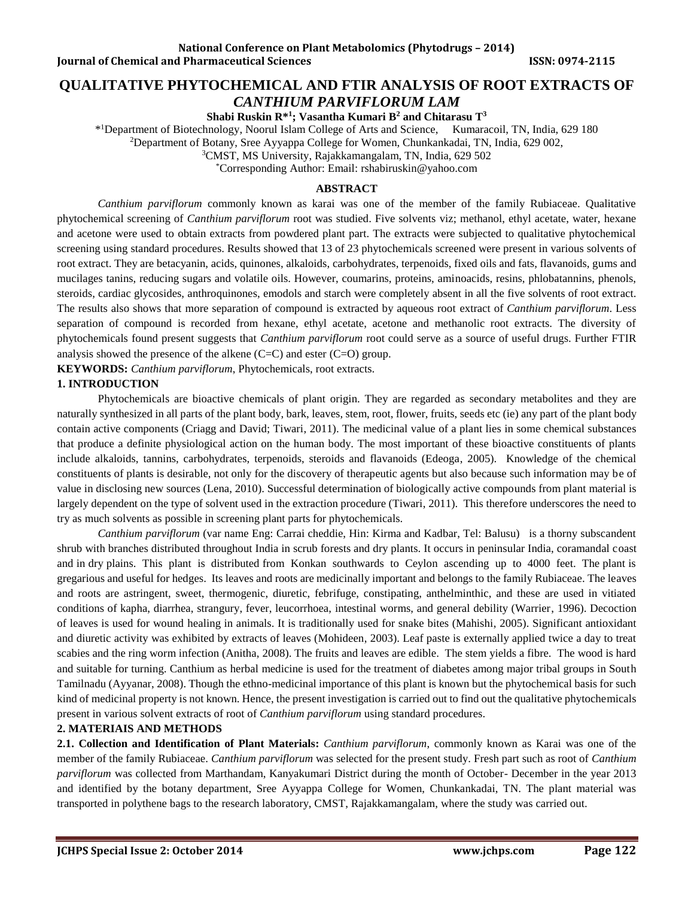# QUALITATIVE PHYTOCHEMICAL AND FTIR ANALYSIS OF ROOT EXTRACTS OF *CANTHIUM PARVIFLORUM LAM*

**Shabi Ruskin R\*[1]; Vasantha Kumari B[2] and Chitarasu T[3]**

\*[1]Department of Biotechnology, Noorul Islam College of Arts and Science, Kumaracoil, TN, India, 629 180

[2]Department of Botany, Sree Ayyappa College for Women, Chunkankadai, TN, India, 629 002,

[3]CMST, MS University, Rajakkamangalam, TN, India, 629 502

\*Corresponding Author: Email: rshabiruskin@yahoo.com

## ABSTRACT

*Canthium parviflorum* commonly known as karai was one of the member of the family Rubiaceae. Qualitative phytochemical screening of *Canthium parviflorum* root was studied. Five solvents viz; methanol, ethyl acetate, water, hexane and acetone were used to obtain extracts from powdered plant part. The extracts were subjected to qualitative phytochemical screening using standard procedures. Results showed that 13 of 23 phytochemicals screened were present in various solvents of root extract. They are betacyanin, acids, quinones, alkaloids, carbohydrates, terpenoids, fixed oils and fats, flavanoids, gums and mucilages tanins, reducing sugars and volatile oils. However, coumarins, proteins, aminoacids, resins, phlobatannins, phenols, steroids, cardiac glycosides, anthroquinones, emodols and starch were completely absent in all the five solvents of root extract. The results also shows that more separation of compound is extracted by aqueous root extract of *Canthium parviflorum*. Less separation of compound is recorded from hexane, ethyl acetate, acetone and methanolic root extracts. The diversity of phytochemicals found present suggests that *Canthium parviflorum* root could serve as a source of useful drugs. Further FTIR analysis showed the presence of the alkene (C=C) and ester (C=O) group.

**KEYWORDS:** *Canthium parviflorum*, Phytochemicals, root extracts.

## 1. INTRODUCTION

Phytochemicals are bioactive chemicals of plant origin. They are regarded as secondary metabolites and they are naturally synthesized in all parts of the plant body, bark, leaves, stem, root, flower, fruits, seeds etc (ie) any part of the plant body contain active components (Criagg and David; Tiwari, 2011). The medicinal value of a plant lies in some chemical substances that produce a definite physiological action on the human body. The most important of these bioactive constituents of plants include alkaloids, tannins, carbohydrates, terpenoids, steroids and flavanoids (Edeoga, 2005). Knowledge of the chemical constituents of plants is desirable, not only for the discovery of therapeutic agents but also because such information may be of value in disclosing new sources (Lena, 2010). Successful determination of biologically active compounds from plant material is largely dependent on the type of solvent used in the extraction procedure (Tiwari, 2011). This therefore underscores the need to try as much solvents as possible in screening plant parts for phytochemicals.

*Canthium parviflorum* (var name Eng: Carrai cheddie, Hin: Kirma and Kadbar, Tel: Balusu) is a thorny subscandent shrub with branches distributed throughout India in scrub forests and dry plants. It occurs in peninsular India, coramandal coast and in dry plains. This plant is distributed from Konkan southwards to Ceylon ascending up to 4000 feet. The plant is gregarious and useful for hedges. Its leaves and roots are medicinally important and belongs to the family Rubiaceae. The leaves and roots are astringent, sweet, thermogenic, diuretic, febrifuge, constipating, anthelminthic, and these are used in vitiated conditions of kapha, diarrhea, strangury, fever, leucorrhoea, intestinal worms, and general debility (Warrier, 1996). Decoction of leaves is used for wound healing in animals. It is traditionally used for snake bites (Mahishi, 2005). Significant antioxidant and diuretic activity was exhibited by extracts of leaves (Mohideen, 2003). Leaf paste is externally applied twice a day to treat scabies and the ring worm infection (Anitha, 2008). The fruits and leaves are edible. The stem yields a fibre. The wood is hard and suitable for turning. Canthium as herbal medicine is used for the treatment of diabetes among major tribal groups in South Tamilnadu (Ayyanar, 2008). Though the ethno-medicinal importance of this plant is known but the phytochemical basis for such kind of medicinal property is not known. Hence, the present investigation is carried out to find out the qualitative phytochemicals present in various solvent extracts of root of *Canthium parviflorum* using standard procedures.

## 2. MATERIAIS AND METHODS

**2.1. Collection and Identification of Plant Materials:** *Canthium parviflorum*, commonly known as Karai was one of the member of the family Rubiaceae. *Canthium parviflorum* was selected for the present study. Fresh part such as root of *Canthium parviflorum* was collected from Marthandam, Kanyakumari District during the month of October- December in the year 2013 and identified by the botany department, Sree Ayyappa College for Women, Chunkankadai, TN. The plant material was transported in polythene bags to the research laboratory, CMST, Rajakkamangalam, where the study was carried out.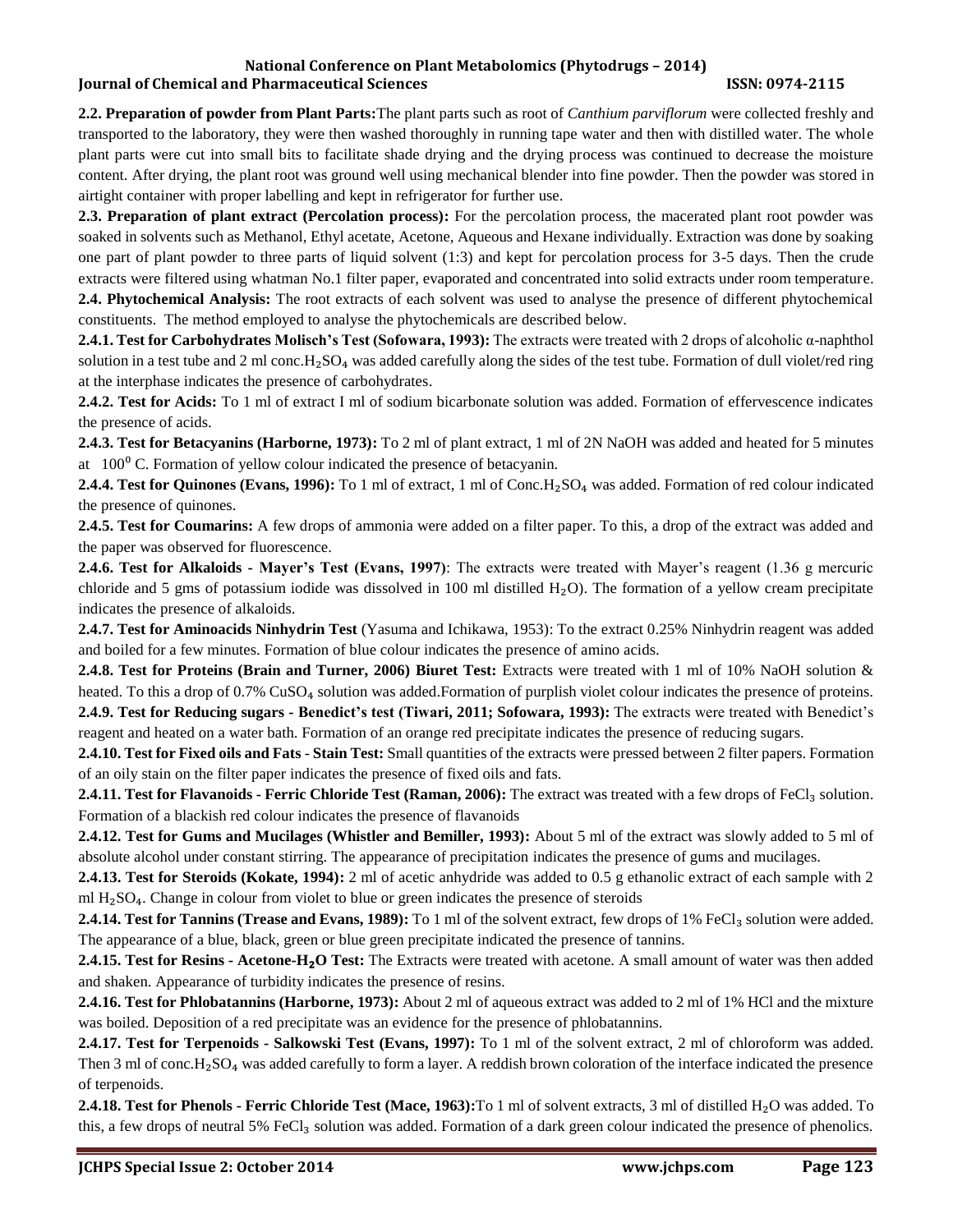**2.2. Preparation of powder from Plant Parts:**The plant parts such as root of *Canthium parviflorum* were collected freshly and transported to the laboratory, they were then washed thoroughly in running tape water and then with distilled water. The whole plant parts were cut into small bits to facilitate shade drying and the drying process was continued to decrease the moisture content. After drying, the plant root was ground well using mechanical blender into fine powder. Then the powder was stored in airtight container with proper labelling and kept in refrigerator for further use.

**2.3. Preparation of plant extract (Percolation process):** For the percolation process, the macerated plant root powder was soaked in solvents such as Methanol, Ethyl acetate, Acetone, Aqueous and Hexane individually. Extraction was done by soaking one part of plant powder to three parts of liquid solvent (1:3) and kept for percolation process for 3-5 days. Then the crude extracts were filtered using whatman No.1 filter paper, evaporated and concentrated into solid extracts under room temperature.

**2.4. Phytochemical Analysis:** The root extracts of each solvent was used to analyse the presence of different phytochemical constituents. The method employed to analyse the phytochemicals are described below.

**2.4.1. Test for Carbohydrates Molisch's Test (Sofowara, 1993):** The extracts were treated with 2 drops of alcoholic α-naphthol solution in a test tube and 2 ml conc.$H_2SO_4$ was added carefully along the sides of the test tube. Formation of dull violet/red ring at the interphase indicates the presence of carbohydrates.

**2.4.2. Test for Acids:** To 1 ml of extract I ml of sodium bicarbonate solution was added. Formation of effervescence indicates the presence of acids.

**2.4.3. Test for Betacyanins (Harborne, 1973):** To 2 ml of plant extract, 1 ml of 2N NaOH was added and heated for 5 minutes at $100^0$ C. Formation of yellow colour indicated the presence of betacyanin.

**2.4.4. Test for Quinones (Evans, 1996):** To 1 ml of extract, 1 ml of Conc.$H_2SO_4$ was added. Formation of red colour indicated the presence of quinones.

**2.4.5. Test for Coumarins:** A few drops of ammonia were added on a filter paper. To this, a drop of the extract was added and the paper was observed for fluorescence.

**2.4.6. Test for Alkaloids - Mayer's Test (Evans, 1997)**: The extracts were treated with Mayer's reagent (1.36 g mercuric chloride and 5 gms of potassium iodide was dissolved in 100 ml distilled $H_2O$). The formation of a yellow cream precipitate indicates the presence of alkaloids.

**2.4.7. Test for Aminoacids Ninhydrin Test** (Yasuma and Ichikawa, 1953): To the extract 0.25% Ninhydrin reagent was added and boiled for a few minutes. Formation of blue colour indicates the presence of amino acids.

**2.4.8. Test for Proteins (Brain and Turner, 2006) Biuret Test:** Extracts were treated with 1 ml of 10% NaOH solution & heated. To this a drop of 0.7% $CuSO_4$ solution was added.Formation of purplish violet colour indicates the presence of proteins.

**2.4.9. Test for Reducing sugars - Benedict's test (Tiwari, 2011; Sofowara, 1993):** The extracts were treated with Benedict's reagent and heated on a water bath. Formation of an orange red precipitate indicates the presence of reducing sugars.

**2.4.10. Test for Fixed oils and Fats - Stain Test:** Small quantities of the extracts were pressed between 2 filter papers. Formation of an oily stain on the filter paper indicates the presence of fixed oils and fats.

**2.4.11. Test for Flavanoids - Ferric Chloride Test (Raman, 2006):** The extract was treated with a few drops of $FeCl_3$ solution. Formation of a blackish red colour indicates the presence of flavanoids

**2.4.12. Test for Gums and Mucilages (Whistler and Bemiller, 1993):** About 5 ml of the extract was slowly added to 5 ml of absolute alcohol under constant stirring. The appearance of precipitation indicates the presence of gums and mucilages.

**2.4.13. Test for Steroids (Kokate, 1994):** 2 ml of acetic anhydride was added to 0.5 g ethanolic extract of each sample with 2 ml $H_2SO_4$. Change in colour from violet to blue or green indicates the presence of steroids

**2.4.14. Test for Tannins (Trease and Evans, 1989):** To 1 ml of the solvent extract, few drops of 1% $FeCl_3$ solution were added. The appearance of a blue, black, green or blue green precipitate indicated the presence of tannins.

**2.4.15. Test for Resins - Acetone-$H_2O$ Test:** The Extracts were treated with acetone. A small amount of water was then added and shaken. Appearance of turbidity indicates the presence of resins.

**2.4.16. Test for Phlobatannins (Harborne, 1973):** About 2 ml of aqueous extract was added to 2 ml of 1% HCl and the mixture was boiled. Deposition of a red precipitate was an evidence for the presence of phlobatannins.

**2.4.17. Test for Terpenoids - Salkowski Test (Evans, 1997):** To 1 ml of the solvent extract, 2 ml of chloroform was added. Then 3 ml of conc.$H_2SO_4$ was added carefully to form a layer. A reddish brown coloration of the interface indicated the presence of terpenoids.

**2.4.18. Test for Phenols - Ferric Chloride Test (Mace, 1963):**To 1 ml of solvent extracts, 3 ml of distilled $H_2O$ was added. To this, a few drops of neutral 5% $FeCl_3$ solution was added. Formation of a dark green colour indicated the presence of phenolics.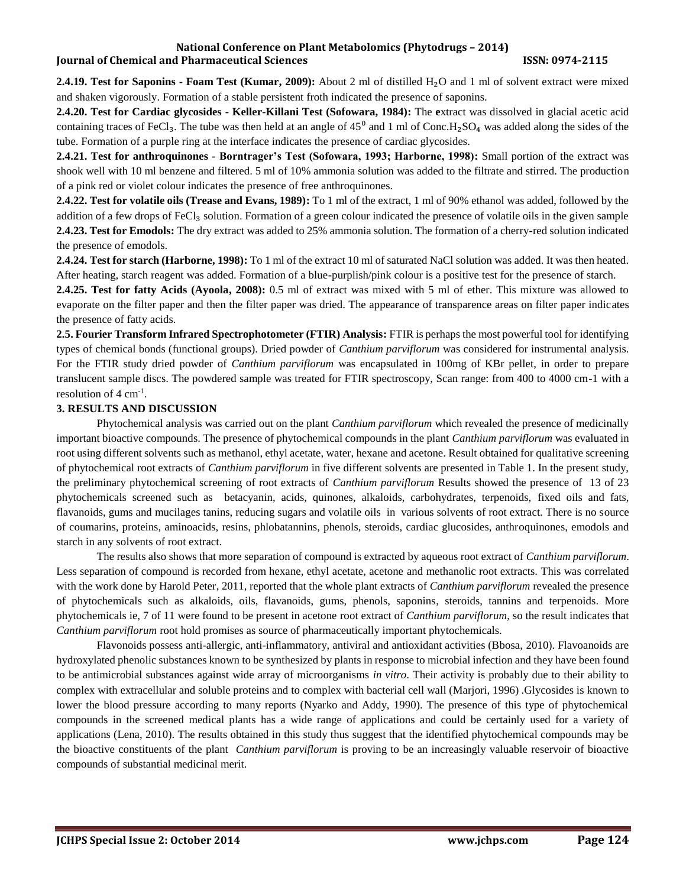**2.4.19. Test for Saponins - Foam Test (Kumar, 2009):** About 2 ml of distilled $H_2O$ and 1 ml of solvent extract were mixed and shaken vigorously. Formation of a stable persistent froth indicated the presence of saponins.

**2.4.20. Test for Cardiac glycosides - Keller-Killani Test (Sofowara, 1984):** The **e**xtract was dissolved in glacial acetic acid containing traces of $FeCl_3$. The tube was then held at an angle of $45^0$ and 1 ml of Conc.$H_2SO_4$ was added along the sides of the tube. Formation of a purple ring at the interface indicates the presence of cardiac glycosides.

**2.4.21. Test for anthroquinones - Borntrager's Test (Sofowara, 1993; Harborne, 1998):** Small portion of the extract was shook well with 10 ml benzene and filtered. 5 ml of 10% ammonia solution was added to the filtrate and stirred. The production of a pink red or violet colour indicates the presence of free anthroquinones.

**2.4.22. Test for volatile oils (Trease and Evans, 1989):** To 1 ml of the extract, 1 ml of 90% ethanol was added, followed by the addition of a few drops of $FeCl_3$ solution. Formation of a green colour indicated the presence of volatile oils in the given sample

**2.4.23. Test for Emodols:** The dry extract was added to 25% ammonia solution. The formation of a cherry-red solution indicated the presence of emodols.

**2.4.24. Test for starch (Harborne, 1998):** To 1 ml of the extract 10 ml of saturated NaCl solution was added. It was then heated. After heating, starch reagent was added. Formation of a blue-purplish/pink colour is a positive test for the presence of starch.

**2.4.25. Test for fatty Acids (Ayoola, 2008):** 0.5 ml of extract was mixed with 5 ml of ether. This mixture was allowed to evaporate on the filter paper and then the filter paper was dried. The appearance of transparence areas on filter paper indicates the presence of fatty acids.

**2.5. Fourier Transform Infrared Spectrophotometer (FTIR) Analysis:** FTIR is perhaps the most powerful tool for identifying types of chemical bonds (functional groups). Dried powder of *Canthium parviflorum* was considered for instrumental analysis. For the FTIR study dried powder of *Canthium parviflorum* was encapsulated in 100mg of KBr pellet, in order to prepare translucent sample discs. The powdered sample was treated for FTIR spectroscopy, Scan range: from 400 to 4000 cm-1 with a resolution of 4 $cm^{-1}$.

## 3. RESULTS AND DISCUSSION

Phytochemical analysis was carried out on the plant *Canthium parviflorum* which revealed the presence of medicinally important bioactive compounds. The presence of phytochemical compounds in the plant *Canthium parviflorum* was evaluated in root using different solvents such as methanol, ethyl acetate, water, hexane and acetone. Result obtained for qualitative screening of phytochemical root extracts of *Canthium parviflorum* in five different solvents are presented in Table 1. In the present study, the preliminary phytochemical screening of root extracts of *Canthium parviflorum* Results showed the presence of 13 of 23 phytochemicals screened such as betacyanin, acids, quinones, alkaloids, carbohydrates, terpenoids, fixed oils and fats, flavanoids, gums and mucilages tanins, reducing sugars and volatile oils in various solvents of root extract. There is no source of coumarins, proteins, aminoacids, resins, phlobatannins, phenols, steroids, cardiac glucosides, anthroquinones, emodols and starch in any solvents of root extract.

The results also shows that more separation of compound is extracted by aqueous root extract of *Canthium parviflorum*. Less separation of compound is recorded from hexane, ethyl acetate, acetone and methanolic root extracts. This was correlated with the work done by Harold Peter, 2011, reported that the whole plant extracts of *Canthium parviflorum* revealed the presence of phytochemicals such as alkaloids, oils, flavanoids, gums, phenols, saponins, steroids, tannins and terpenoids. More phytochemicals ie, 7 of 11 were found to be present in acetone root extract of *Canthium parviflorum*, so the result indicates that *Canthium parviflorum* root hold promises as source of pharmaceutically important phytochemicals.

Flavonoids possess anti-allergic, anti-inflammatory, antiviral and antioxidant activities (Bbosa, 2010). Flavoanoids are hydroxylated phenolic substances known to be synthesized by plants in response to microbial infection and they have been found to be antimicrobial substances against wide array of microorganisms *in vitro*. Their activity is probably due to their ability to complex with extracellular and soluble proteins and to complex with bacterial cell wall (Marjori, 1996) .Glycosides is known to lower the blood pressure according to many reports (Nyarko and Addy, 1990). The presence of this type of phytochemical compounds in the screened medical plants has a wide range of applications and could be certainly used for a variety of applications (Lena, 2010). The results obtained in this study thus suggest that the identified phytochemical compounds may be the bioactive constituents of the plant *Canthium parviflorum* is proving to be an increasingly valuable reservoir of bioactive compounds of substantial medicinal merit.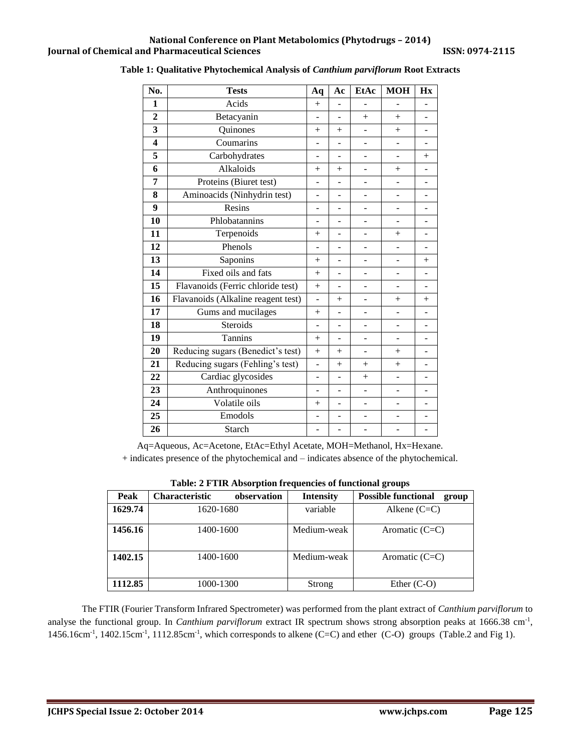**Table 1: Qualitative Phytochemical Analysis of *Canthium parviflorum* Root Extracts**

| No. | Tests | Aq | Ac | EtAc | MOH | Hx |
|---|---|---|---|---|---|---|
| 1 | Acids | + | - | - | - | - |
| 2 | Betacyanin | - | - | + | + | - |
| 3 | Quinones | + | + | - | + | - |
| 4 | Coumarins | - | - | - | - | - |
| 5 | Carbohydrates | - | - | - | - | + |
| 6 | Alkaloids | + | + | - | + | - |
| 7 | Proteins (Biuret test) | - | - | - | - | - |
| 8 | Aminoacids (Ninhydrin test) | - | - | - | - | - |
| 9 | Resins | - | - | - | - | - |
| 10 | Phlobatannins | - | - | - | - | - |
| 11 | Terpenoids | + | - | - | + | - |
| 12 | Phenols | - | - | - | - | - |
| 13 | Saponins | + | - | - | - | + |
| 14 | Fixed oils and fats | + | - | - | - | - |
| 15 | Flavanoids (Ferric chloride test) | + | - | - | - | - |
| 16 | Flavanoids (Alkaline reagent test) | - | + | - | + | + |
| 17 | Gums and mucilages | + | - | - | - | - |
| 18 | Steroids | - | - | - | - | - |
| 19 | Tannins | + | - | - | - | - |
| 20 | Reducing sugars (Benedict's test) | + | + | - | + | - |
| 21 | Reducing sugars (Fehling's test) | - | + | + | + | - |
| 22 | Cardiac glycosides | - | - | + | - | - |
| 23 | Anthroquinones | - | - | - | - | - |
| 24 | Volatile oils | + | - | - | - | - |
| 25 | Emodols | - | - | - | - | - |
| 26 | Starch | - | - | - | - | - |

Aq=Aqueous, Ac=Acetone, EtAc=Ethyl Acetate, MOH=Methanol, Hx=Hexane.
+ indicates presence of the phytochemical and – indicates absence of the phytochemical.

**Table: 2 FTIR Absorption frequencies of functional groups**

| Peak | Characteristic observation | Intensity | Possible functional group |
|---|---|---|---|
| **1629.74** | 1620-1680 | variable | Alkene (C=C) |
| **1456.16** | 1400-1600 | Medium-weak | Aromatic (C=C) |
| **1402.15** | 1400-1600 | Medium-weak | Aromatic (C=C) |
| **1112.85** | 1000-1300 | Strong | Ether (C-O) |

The FTIR (Fourier Transform Infrared Spectrometer) was performed from the plant extract of *Canthium parviflorum* to analyse the functional group. In *Canthium parviflorum* extract IR spectrum shows strong absorption peaks at 1666.38 $cm^{-1}$, 1456.16$cm^{-1}$, 1402.15$cm^{-1}$, 1112.85$cm^{-1}$, which corresponds to alkene (C=C) and ether (C-O) groups (Table.2 and Fig 1).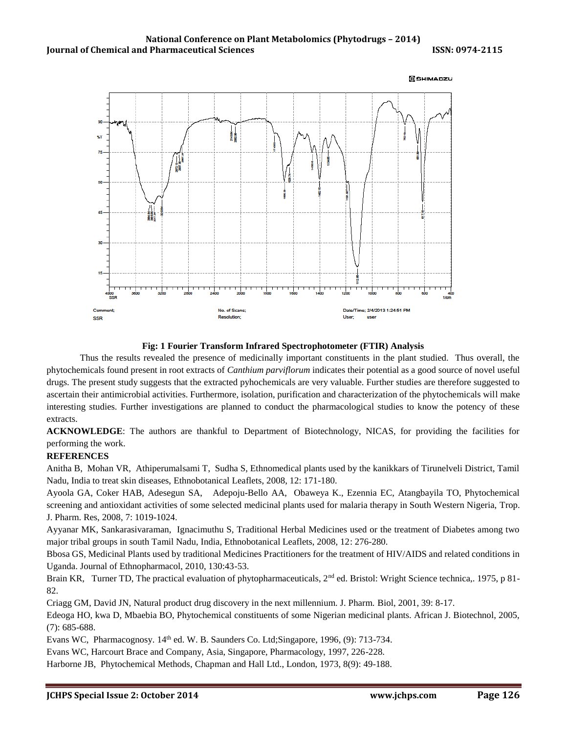Fig: 1 Fourier Transform Infrared Spectrophotometer (FTIR) Analysis

Thus the results revealed the presence of medicinally important constituents in the plant studied. Thus overall, the phytochemicals found present in root extracts of *Canthium parviflorum* indicates their potential as a good source of novel useful drugs. The present study suggests that the extracted pyhochemicals are very valuable. Further studies are therefore suggested to ascertain their antimicrobial activities. Furthermore, isolation, purification and characterization of the phytochemicals will make interesting studies. Further investigations are planned to conduct the pharmacological studies to know the potency of these extracts.

**ACKNOWLEDGE**: The authors are thankful to Department of Biotechnology, NICAS, for providing the facilities for performing the work.

**REFERENCES**

Anitha B, Mohan VR, Athiperumalsami T, Sudha S, Ethnomedical plants used by the kanikkars of Tirunelveli District, Tamil Nadu, India to treat skin diseases, Ethnobotanical Leaflets, 2008, 12: 171-180.

Ayoola GA, Coker HAB, Adesegun SA, Adepoju-Bello AA, Obaweya K., Ezennia EC, Atangbayila TO, Phytochemical screening and antioxidant activities of some selected medicinal plants used for malaria therapy in South Western Nigeria, Trop. J. Pharm. Res, 2008, 7: 1019-1024.

Ayyanar MK, Sankarasivaraman, Ignacimuthu S, Traditional Herbal Medicines used or the treatment of Diabetes among two major tribal groups in south Tamil Nadu, India, Ethnobotanical Leaflets, 2008, 12: 276-280.

Bbosa GS, Medicinal Plants used by traditional Medicines Practitioners for the treatment of HIV/AIDS and related conditions in Uganda. Journal of Ethnopharmacol, 2010, 130:43-53.

Brain KR, Turner TD, The practical evaluation of phytopharmaceuticals, 2nd ed. Bristol: Wright Science technica,. 1975, p 81-82.

Criagg GM, David JN, Natural product drug discovery in the next millennium. J. Pharm. Biol, 2001, 39: 8-17.

Edeoga HO, kwa D, Mbaebia BO, Phytochemical constituents of some Nigerian medicinal plants. African J. Biotechnol, 2005, (7): 685-688.

Evans WC, Pharmacognosy. 14th ed. W. B. Saunders Co. Ltd;Singapore, 1996, (9): 713-734.

Evans WC, Harcourt Brace and Company, Asia, Singapore, Pharmacology, 1997, 226-228.

Harborne JB, Phytochemical Methods, Chapman and Hall Ltd., London, 1973, 8(9): 49-188.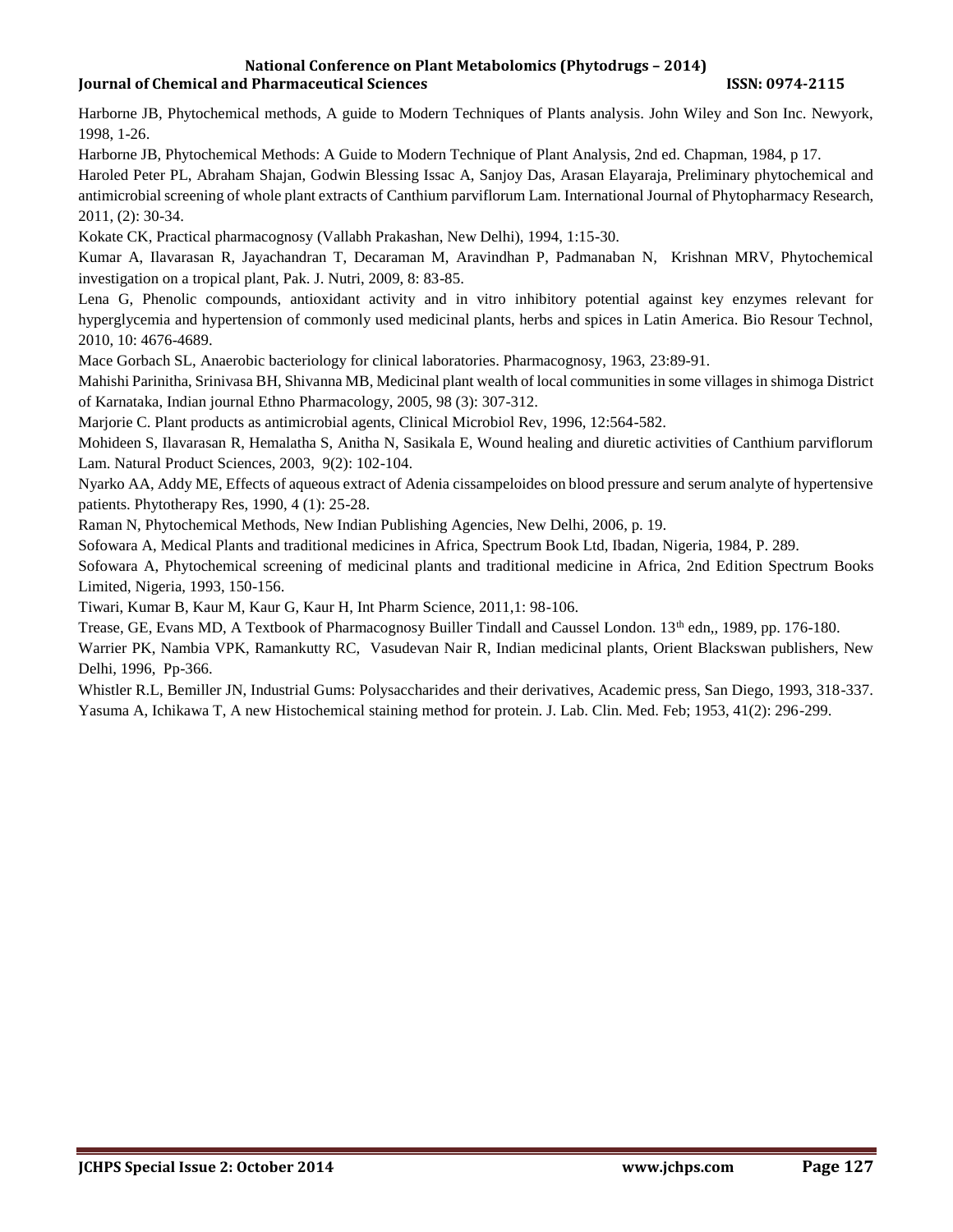Harborne JB, Phytochemical methods, A guide to Modern Techniques of Plants analysis. John Wiley and Son Inc. Newyork, 1998, 1-26.

Harborne JB, Phytochemical Methods: A Guide to Modern Technique of Plant Analysis, 2nd ed. Chapman, 1984, p 17.

Haroled Peter PL, Abraham Shajan, Godwin Blessing Issac A, Sanjoy Das, Arasan Elayaraja, Preliminary phytochemical and antimicrobial screening of whole plant extracts of Canthium parviflorum Lam. International Journal of Phytopharmacy Research, 2011, (2): 30-34.

Kokate CK, Practical pharmacognosy (Vallabh Prakashan, New Delhi), 1994, 1:15-30.

Kumar A, Ilavarasan R, Jayachandran T, Decaraman M, Aravindhan P, Padmanaban N, Krishnan MRV, Phytochemical investigation on a tropical plant, Pak. J. Nutri, 2009, 8: 83-85.

Lena G, Phenolic compounds, antioxidant activity and in vitro inhibitory potential against key enzymes relevant for hyperglycemia and hypertension of commonly used medicinal plants, herbs and spices in Latin America. Bio Resour Technol, 2010, 10: 4676-4689.

Mace Gorbach SL, Anaerobic bacteriology for clinical laboratories. Pharmacognosy, 1963, 23:89-91.

Mahishi Parinitha, Srinivasa BH, Shivanna MB, Medicinal plant wealth of local communities in some villages in shimoga District of Karnataka, Indian journal Ethno Pharmacology, 2005, 98 (3): 307-312.

Marjorie C. Plant products as antimicrobial agents, Clinical Microbiol Rev, 1996, 12:564-582.

Mohideen S, Ilavarasan R, Hemalatha S, Anitha N, Sasikala E, Wound healing and diuretic activities of Canthium parviflorum Lam. Natural Product Sciences, 2003, 9(2): 102-104.

Nyarko AA, Addy ME, Effects of aqueous extract of Adenia cissampeloides on blood pressure and serum analyte of hypertensive patients. Phytotherapy Res, 1990, 4 (1): 25-28.

Raman N, Phytochemical Methods, New Indian Publishing Agencies, New Delhi, 2006, p. 19.

Sofowara A, Medical Plants and traditional medicines in Africa, Spectrum Book Ltd, Ibadan, Nigeria, 1984, P. 289.

Sofowara A, Phytochemical screening of medicinal plants and traditional medicine in Africa, 2nd Edition Spectrum Books Limited, Nigeria, 1993, 150-156.

Tiwari, Kumar B, Kaur M, Kaur G, Kaur H, Int Pharm Science, 2011,1: 98-106.

Trease, GE, Evans MD, A Textbook of Pharmacognosy Builler Tindall and Caussel London. 13th edn,, 1989, pp. 176-180.

Warrier PK, Nambia VPK, Ramankutty RC, Vasudevan Nair R, Indian medicinal plants, Orient Blackswan publishers, New Delhi, 1996, Pp-366.

Whistler R.L, Bemiller JN, Industrial Gums: Polysaccharides and their derivatives, Academic press, San Diego, 1993, 318-337.

Yasuma A, Ichikawa T, A new Histochemical staining method for protein. J. Lab. Clin. Med. Feb; 1953, 41(2): 296-299.